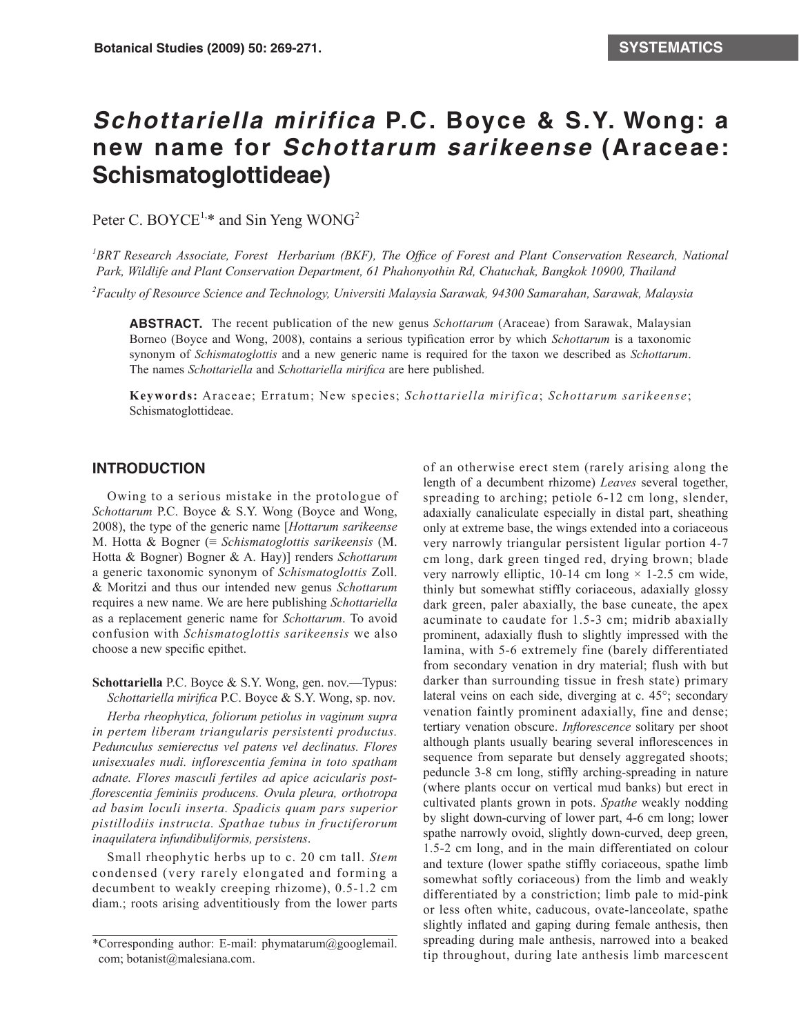# *Schottariella mirifica* P.C. Boyce & S.Y. Wong: a new name for *Schottarum sarikeense* (Araceae: Schismatoglottideae)

Peter C. BOYCE[1,*] and Sin Yeng WONG[2]

[1]*BRT Research Associate, Forest Herbarium (BKF), The Office of Forest and Plant Conservation Research, National Park, Wildlife and Plant Conservation Department, 61 Phahonyothin Rd, Chatuchak, Bangkok 10900, Thailand*

[2]*Faculty of Resource Science and Technology, Universiti Malaysia Sarawak, 94300 Samarahan, Sarawak, Malaysia*

**ABSTRACT.** The recent publication of the new genus *Schottarum* (Araceae) from Sarawak, Malaysian Borneo (Boyce and Wong, 2008), contains a serious typification error by which *Schottarum* is a taxonomic synonym of *Schismatoglottis* and a new generic name is required for the taxon we described as *Schottarum*. The names *Schottariella* and *Schottariella mirifica* are here published.

**Keywords:** Araceae; Erratum; New species; *Schottariella mirifica*; *Schottarum sarikeense*; Schismatoglottideae.

## INTRODUCTION

Owing to a serious mistake in the protologue of *Schottarum* P.C. Boyce & S.Y. Wong (Boyce and Wong, 2008), the type of the generic name [*Hottarum sarikeense* M. Hotta & Bogner (≡ *Schismatoglottis sarikeensis* (M. Hotta & Bogner) Bogner & A. Hay)] renders *Schottarum* a generic taxonomic synonym of *Schismatoglottis* Zoll. & Moritzi and thus our intended new genus *Schottarum* requires a new name. We are here publishing *Schottariella* as a replacement generic name for *Schottarum*. To avoid confusion with *Schismatoglottis sarikeensis* we also choose a new specific epithet.

**Schottariella** P.C. Boyce & S.Y. Wong, gen. nov.—Typus: *Schottariella mirifica* P.C. Boyce & S.Y. Wong, sp. nov.

*Herba rheophytica, foliorum petiolus in vaginum supra in pertem liberam triangularis persistenti productus. Pedunculus semierectus vel patens vel declinatus. Flores unisexuales nudi. inflorescentia femina in toto spatham adnate. Flores masculi fertiles ad apice acicularis post-florescentia feminiis producens. Ovula pleura, orthotropa ad basim loculi inserta. Spadicis quam pars superior pistillodiis instructa. Spathae tubus in fructiferorum inaquilatera infundibuliformis, persistens*.

Small rheophytic herbs up to c. 20 cm tall. *Stem* condensed (very rarely elongated and forming a decumbent to weakly creeping rhizome), 0.5-1.2 cm diam.; roots arising adventitiously from the lower parts of an otherwise erect stem (rarely arising along the length of a decumbent rhizome) *Leaves* several together, spreading to arching; petiole 6-12 cm long, slender, adaxially canaliculate especially in distal part, sheathing only at extreme base, the wings extended into a coriaceous very narrowly triangular persistent ligular portion 4-7 cm long, dark green tinged red, drying brown; blade very narrowly elliptic, 10-14 cm long × 1-2.5 cm wide, thinly but somewhat stiffly coriaceous, adaxially glossy dark green, paler abaxially, the base cuneate, the apex acuminate to caudate for 1.5-3 cm; midrib abaxially prominent, adaxially flush to slightly impressed with the lamina, with 5-6 extremely fine (barely differentiated from secondary venation in dry material; flush with but darker than surrounding tissue in fresh state) primary lateral veins on each side, diverging at c. 45°; secondary venation faintly prominent adaxially, fine and dense; tertiary venation obscure. *Inflorescence* solitary per shoot although plants usually bearing several inflorescences in sequence from separate but densely aggregated shoots; peduncle 3-8 cm long, stiffly arching-spreading in nature (where plants occur on vertical mud banks) but erect in cultivated plants grown in pots. *Spathe* weakly nodding by slight down-curving of lower part, 4-6 cm long; lower spathe narrowly ovoid, slightly down-curved, deep green, 1.5-2 cm long, and in the main differentiated on colour and texture (lower spathe stiffly coriaceous, spathe limb somewhat softly coriaceous) from the limb and weakly differentiated by a constriction; limb pale to mid-pink or less often white, caducous, ovate-lanceolate, spathe slightly inflated and gaping during female anthesis, then spreading during male anthesis, narrowed into a beaked tip throughout, during late anthesis limb marcescent

*Corresponding author: E-mail: phymatarum@googlemail.com; botanist@malesiana.com.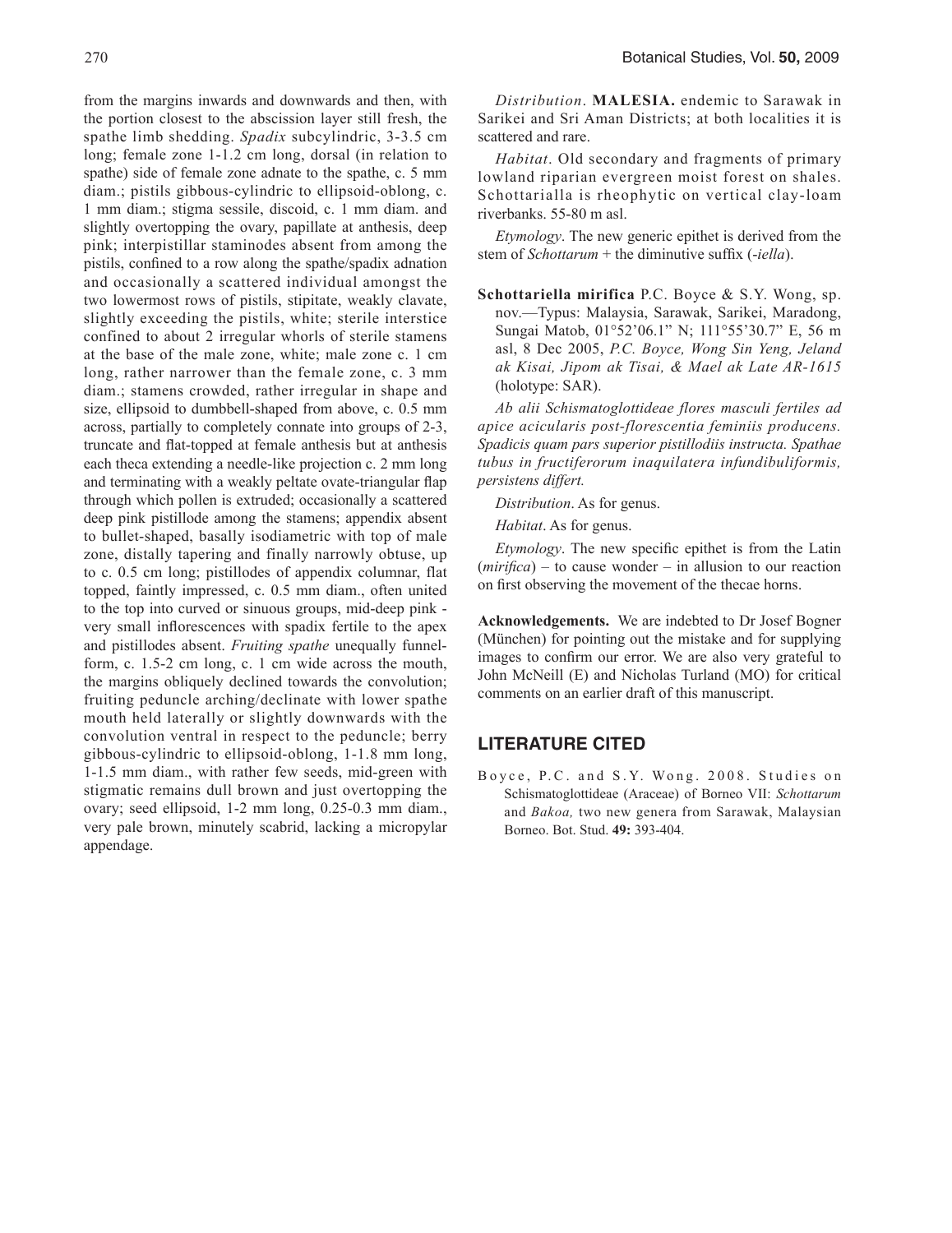from the margins inwards and downwards and then, with the portion closest to the abscission layer still fresh, the spathe limb shedding. *Spadix* subcylindric, 3-3.5 cm long; female zone 1-1.2 cm long, dorsal (in relation to spathe) side of female zone adnate to the spathe, c. 5 mm diam.; pistils gibbous-cylindric to ellipsoid-oblong, c. 1 mm diam.; stigma sessile, discoid, c. 1 mm diam. and slightly overtopping the ovary, papillate at anthesis, deep pink; interpistillar staminodes absent from among the pistils, confined to a row along the spathe/spadix adnation and occasionally a scattered individual amongst the two lowermost rows of pistils, stipitate, weakly clavate, slightly exceeding the pistils, white; sterile interstice confined to about 2 irregular whorls of sterile stamens at the base of the male zone, white; male zone c. 1 cm long, rather narrower than the female zone, c. 3 mm diam.; stamens crowded, rather irregular in shape and size, ellipsoid to dumbbell-shaped from above, c. 0.5 mm across, partially to completely connate into groups of 2-3, truncate and flat-topped at female anthesis but at anthesis each theca extending a needle-like projection c. 2 mm long and terminating with a weakly peltate ovate-triangular flap through which pollen is extruded; occasionally a scattered deep pink pistillode among the stamens; appendix absent to bullet-shaped, basally isodiametric with top of male zone, distally tapering and finally narrowly obtuse, up to c. 0.5 cm long; pistillodes of appendix columnar, flat topped, faintly impressed, c. 0.5 mm diam., often united to the top into curved or sinuous groups, mid-deep pink - very small inflorescences with spadix fertile to the apex and pistillodes absent. *Fruiting spathe* unequally funnel-form, c. 1.5-2 cm long, c. 1 cm wide across the mouth, the margins obliquely declined towards the convolution; fruiting peduncle arching/declinate with lower spathe mouth held laterally or slightly downwards with the convolution ventral in respect to the peduncle; berry gibbous-cylindric to ellipsoid-oblong, 1-1.8 mm long, 1-1.5 mm diam., with rather few seeds, mid-green with stigmatic remains dull brown and just overtopping the ovary; seed ellipsoid, 1-2 mm long, 0.25-0.3 mm diam., very pale brown, minutely scabrid, lacking a micropylar appendage.

*Distribution*. **MALESIA.** endemic to Sarawak in Sarikei and Sri Aman Districts; at both localities it is scattered and rare.

*Habitat*. Old secondary and fragments of primary lowland riparian evergreen moist forest on shales. Schottarialla is rheophytic on vertical clay-loam riverbanks. 55-80 m asl.

*Etymology*. The new generic epithet is derived from the stem of *Schottarum* + the diminutive suffix (*-iella*).

**Schottariella mirifica** P.C. Boyce & S.Y. Wong, sp. nov.—Typus: Malaysia, Sarawak, Sarikei, Maradong, Sungai Matob, 01°52'06.1" N; 111°55'30.7" E, 56 m asl, 8 Dec 2005, *P.C. Boyce, Wong Sin Yeng, Jeland ak Kisai, Jipom ak Tisai, & Mael ak Late AR-1615* (holotype: SAR).

*Ab alii Schismatoglottideae flores masculi fertiles ad apice acicularis post-florescentia feminiis producens. Spadicis quam pars superior pistillodiis instructa. Spathae tubus in fructiferorum inaquilatera infundibuliformis, persistens differt.*

*Distribution*. As for genus.

*Habitat*. As for genus.

*Etymology*. The new specific epithet is from the Latin (*mirifica*) – to cause wonder – in allusion to our reaction on first observing the movement of the thecae horns.

**Acknowledgements.** We are indebted to Dr Josef Bogner (München) for pointing out the mistake and for supplying images to confirm our error. We are also very grateful to John McNeill (E) and Nicholas Turland (MO) for critical comments on an earlier draft of this manuscript.

## LITERATURE CITED

Boyce, P.C. and S.Y. Wong. 2008. Studies on Schismatoglottideae (Araceae) of Borneo VII: *Schottarum* and *Bakoa,* two new genera from Sarawak, Malaysian Borneo. Bot. Stud. **49:** 393-404.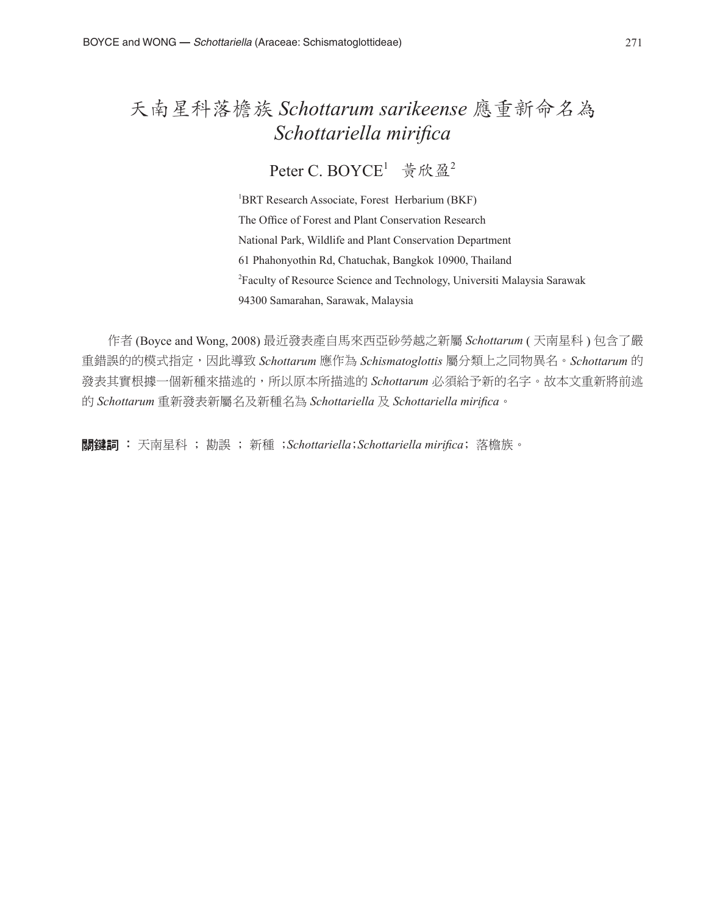# 天南星科落檐族 *Schottarum sarikeense* 應重新命名為 *Schottariella mirifica*

Peter C. BOYCE[1]　黃欣盈[2]

[1]BRT Research Associate, Forest Herbarium (BKF)
The Office of Forest and Plant Conservation Research
National Park, Wildlife and Plant Conservation Department
61 Phahonyothin Rd, Chatuchak, Bangkok 10900, Thailand
[2]Faculty of Resource Science and Technology, Universiti Malaysia Sarawak
94300 Samarahan, Sarawak, Malaysia

作者 (Boyce and Wong, 2008) 最近發表產自馬來西亞砂勞越之新屬 *Schottarum* ( 天南星科 ) 包含了嚴重錯誤的的模式指定，因此導致 *Schottarum* 應作為 *Schismatoglottis* 屬分類上之同物異名。*Schottarum* 的發表其實根據一個新種來描述的，所以原本所描述的 *Schottarum* 必須給予新的名字。故本文重新將前述的 *Schottarum* 重新發表新屬名及新種名為 *Schottariella* 及 *Schottariella mirifica*。

**關鍵詞**：天南星科；勘誤；新種；*Schottariella*；*Schottariella mirifica*；落檐族。